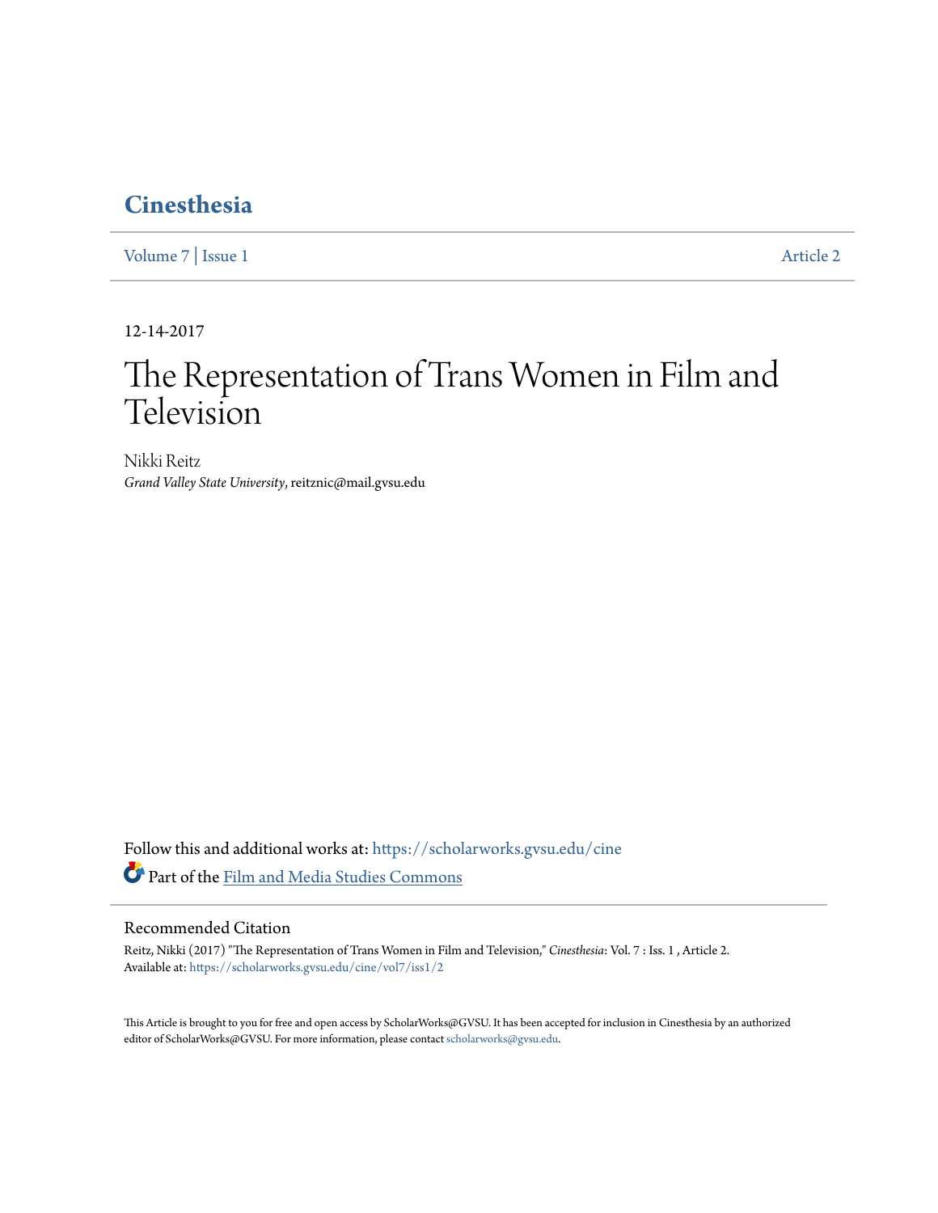# Cinesthesia

Volume 7 | Issue 1 Article 2

12-14-2017

# The Representation of Trans Women in Film and Television

Nikki Reitz
*Grand Valley State University*, reitznic@mail.gvsu.edu

Follow this and additional works at: https://scholarworks.gvsu.edu/cine

Part of the Film and Media Studies Commons

## Recommended Citation

Reitz, Nikki (2017) "The Representation of Trans Women in Film and Television," *Cinesthesia*: Vol. 7 : Iss. 1 , Article 2.
Available at: https://scholarworks.gvsu.edu/cine/vol7/iss1/2

This Article is brought to you for free and open access by ScholarWorks@GVSU. It has been accepted for inclusion in Cinesthesia by an authorized editor of ScholarWorks@GVSU. For more information, please contact scholarworks@gvsu.edu.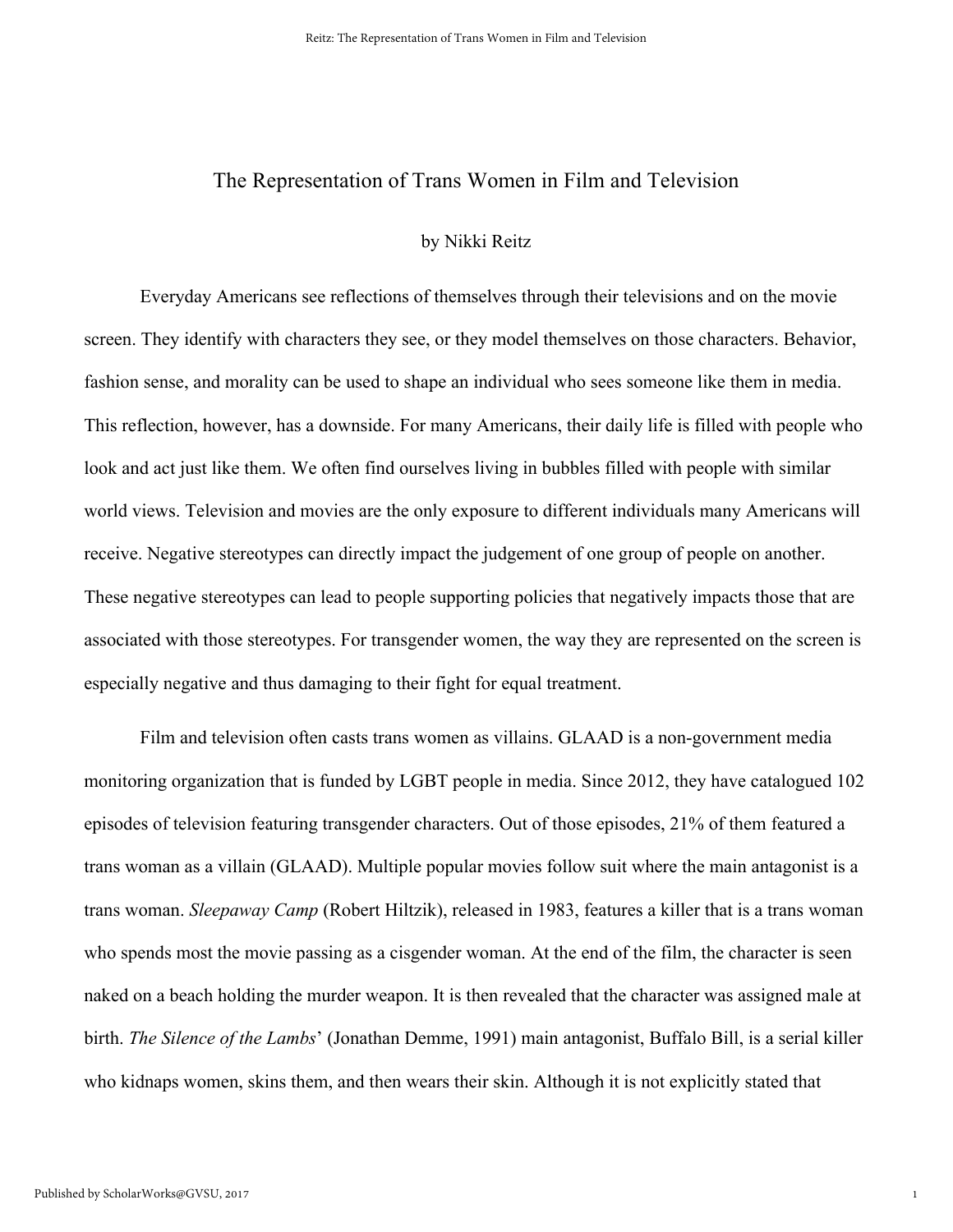# The Representation of Trans Women in Film and Television

by Nikki Reitz

Everyday Americans see reflections of themselves through their televisions and on the movie screen. They identify with characters they see, or they model themselves on those characters. Behavior, fashion sense, and morality can be used to shape an individual who sees someone like them in media. This reflection, however, has a downside. For many Americans, their daily life is filled with people who look and act just like them. We often find ourselves living in bubbles filled with people with similar world views. Television and movies are the only exposure to different individuals many Americans will receive. Negative stereotypes can directly impact the judgement of one group of people on another. These negative stereotypes can lead to people supporting policies that negatively impacts those that are associated with those stereotypes. For transgender women, the way they are represented on the screen is especially negative and thus damaging to their fight for equal treatment.

Film and television often casts trans women as villains. GLAAD is a non-government media monitoring organization that is funded by LGBT people in media. Since 2012, they have catalogued 102 episodes of television featuring transgender characters. Out of those episodes, 21% of them featured a trans woman as a villain (GLAAD). Multiple popular movies follow suit where the main antagonist is a trans woman. *Sleepaway Camp* (Robert Hiltzik), released in 1983, features a killer that is a trans woman who spends most the movie passing as a cisgender woman. At the end of the film, the character is seen naked on a beach holding the murder weapon. It is then revealed that the character was assigned male at birth. *The Silence of the Lambs*' (Jonathan Demme, 1991) main antagonist, Buffalo Bill, is a serial killer who kidnaps women, skins them, and then wears their skin. Although it is not explicitly stated that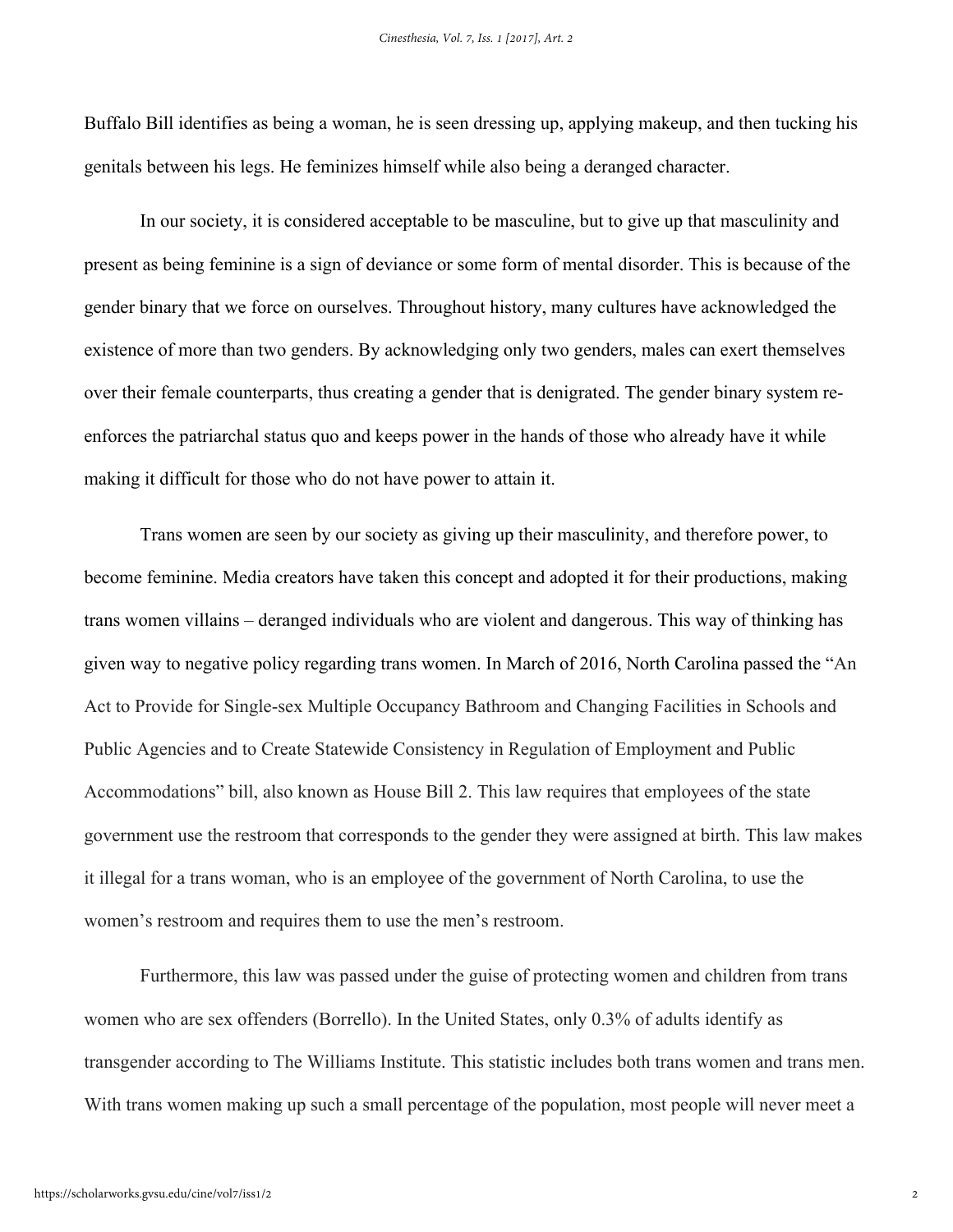Buffalo Bill identifies as being a woman, he is seen dressing up, applying makeup, and then tucking his genitals between his legs. He feminizes himself while also being a deranged character.

In our society, it is considered acceptable to be masculine, but to give up that masculinity and present as being feminine is a sign of deviance or some form of mental disorder. This is because of the gender binary that we force on ourselves. Throughout history, many cultures have acknowledged the existence of more than two genders. By acknowledging only two genders, males can exert themselves over their female counterparts, thus creating a gender that is denigrated. The gender binary system re-enforces the patriarchal status quo and keeps power in the hands of those who already have it while making it difficult for those who do not have power to attain it.

Trans women are seen by our society as giving up their masculinity, and therefore power, to become feminine. Media creators have taken this concept and adopted it for their productions, making trans women villains – deranged individuals who are violent and dangerous. This way of thinking has given way to negative policy regarding trans women. In March of 2016, North Carolina passed the "An Act to Provide for Single-sex Multiple Occupancy Bathroom and Changing Facilities in Schools and Public Agencies and to Create Statewide Consistency in Regulation of Employment and Public Accommodations" bill, also known as House Bill 2. This law requires that employees of the state government use the restroom that corresponds to the gender they were assigned at birth. This law makes it illegal for a trans woman, who is an employee of the government of North Carolina, to use the women's restroom and requires them to use the men's restroom.

Furthermore, this law was passed under the guise of protecting women and children from trans women who are sex offenders (Borrello). In the United States, only 0.3% of adults identify as transgender according to The Williams Institute. This statistic includes both trans women and trans men. With trans women making up such a small percentage of the population, most people will never meet a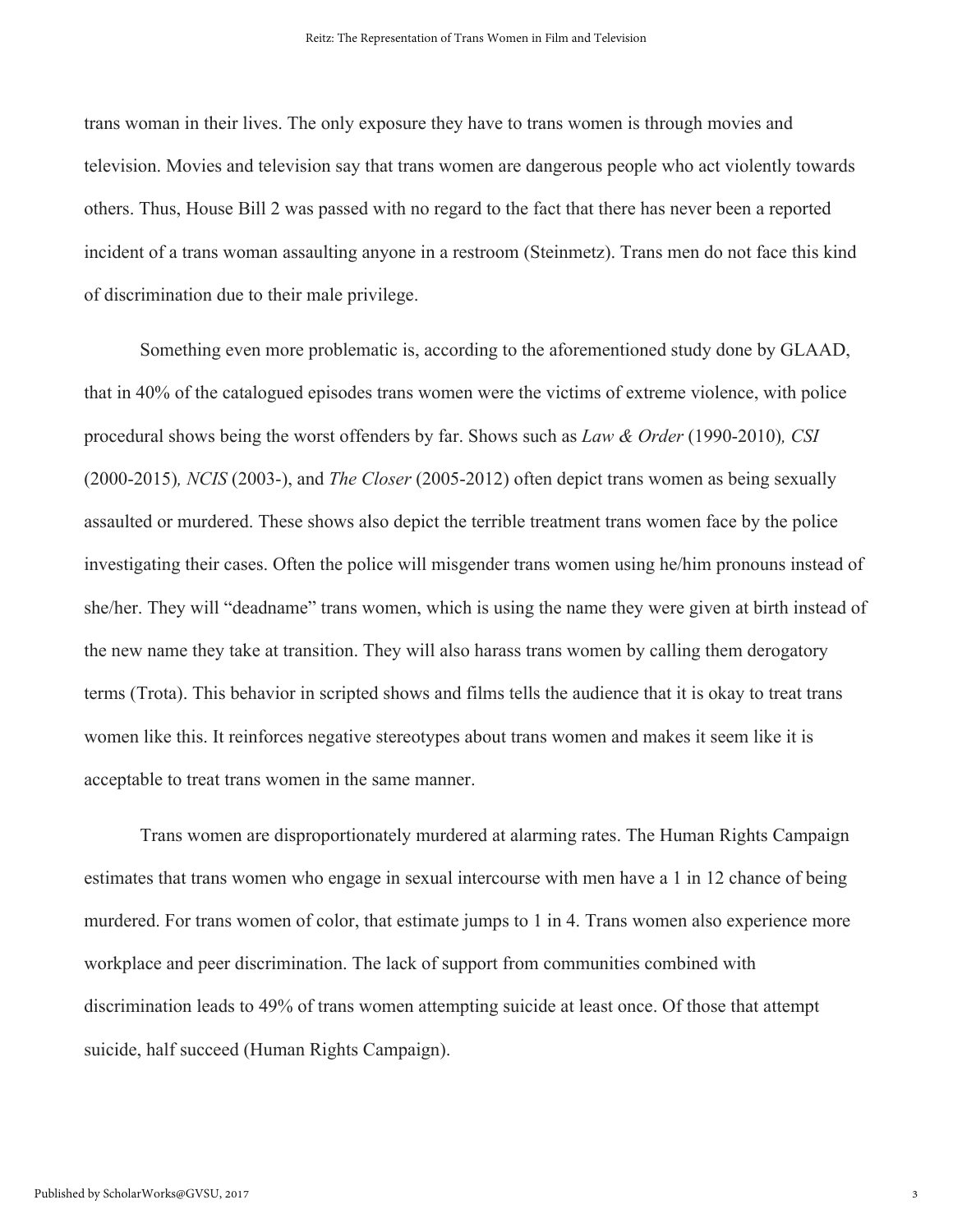trans woman in their lives. The only exposure they have to trans women is through movies and television. Movies and television say that trans women are dangerous people who act violently towards others. Thus, House Bill 2 was passed with no regard to the fact that there has never been a reported incident of a trans woman assaulting anyone in a restroom (Steinmetz). Trans men do not face this kind of discrimination due to their male privilege.

Something even more problematic is, according to the aforementioned study done by GLAAD, that in 40% of the catalogued episodes trans women were the victims of extreme violence, with police procedural shows being the worst offenders by far. Shows such as *Law & Order* (1990-2010), *CSI* (2000-2015), *NCIS* (2003-), and *The Closer* (2005-2012) often depict trans women as being sexually assaulted or murdered. These shows also depict the terrible treatment trans women face by the police investigating their cases. Often the police will misgender trans women using he/him pronouns instead of she/her. They will "deadname" trans women, which is using the name they were given at birth instead of the new name they take at transition. They will also harass trans women by calling them derogatory terms (Trota). This behavior in scripted shows and films tells the audience that it is okay to treat trans women like this. It reinforces negative stereotypes about trans women and makes it seem like it is acceptable to treat trans women in the same manner.

Trans women are disproportionately murdered at alarming rates. The Human Rights Campaign estimates that trans women who engage in sexual intercourse with men have a 1 in 12 chance of being murdered. For trans women of color, that estimate jumps to 1 in 4. Trans women also experience more workplace and peer discrimination. The lack of support from communities combined with discrimination leads to 49% of trans women attempting suicide at least once. Of those that attempt suicide, half succeed (Human Rights Campaign).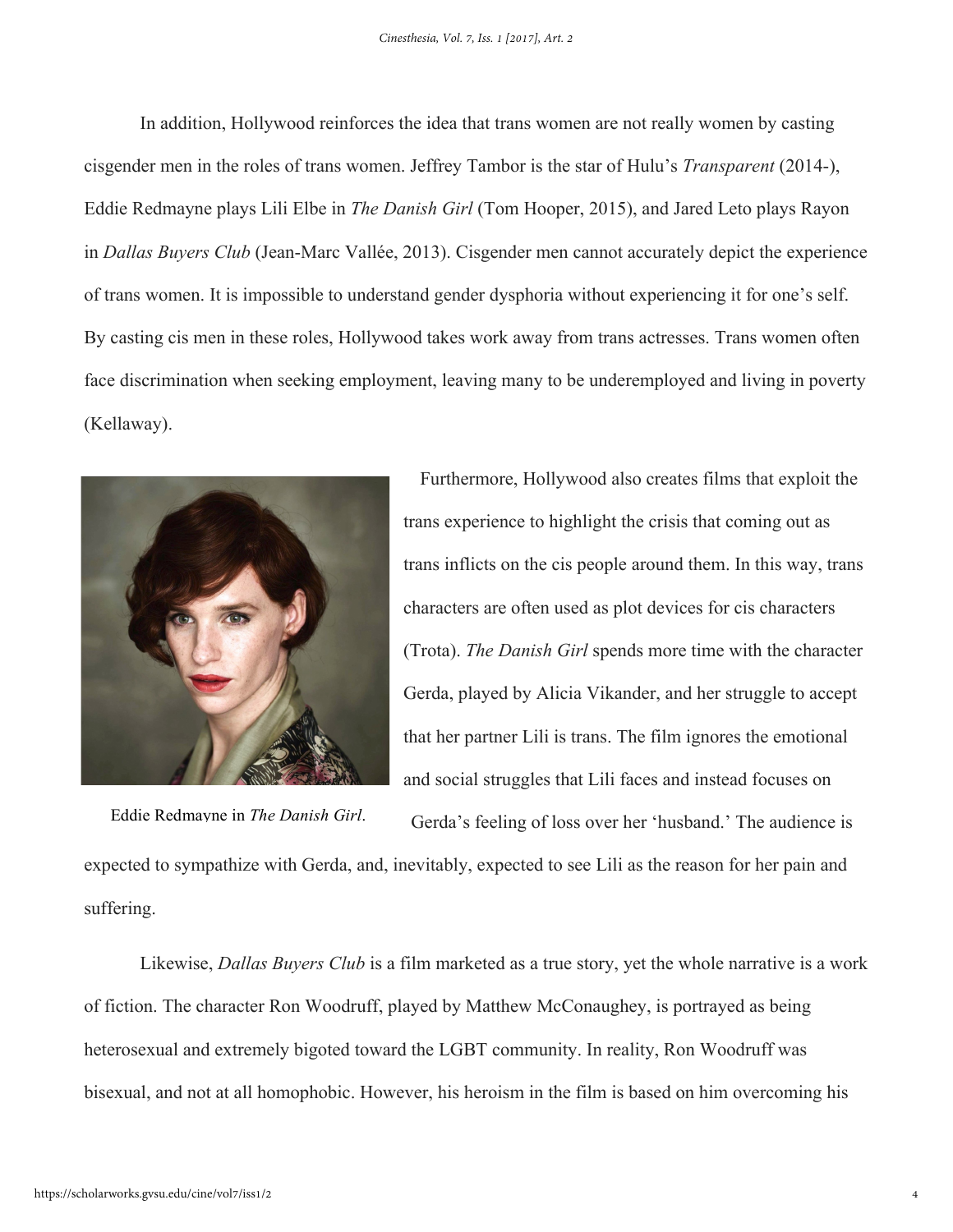In addition, Hollywood reinforces the idea that trans women are not really women by casting cisgender men in the roles of trans women. Jeffrey Tambor is the star of Hulu's *Transparent* (2014-), Eddie Redmayne plays Lili Elbe in *The Danish Girl* (Tom Hooper, 2015), and Jared Leto plays Rayon in *Dallas Buyers Club* (Jean-Marc Vallée, 2013). Cisgender men cannot accurately depict the experience of trans women. It is impossible to understand gender dysphoria without experiencing it for one's self. By casting cis men in these roles, Hollywood takes work away from trans actresses. Trans women often face discrimination when seeking employment, leaving many to be underemployed and living in poverty (Kellaway).

Eddie Redmayne in *The Danish Girl*.

Furthermore, Hollywood also creates films that exploit the trans experience to highlight the crisis that coming out as trans inflicts on the cis people around them. In this way, trans characters are often used as plot devices for cis characters (Trota). *The Danish Girl* spends more time with the character Gerda, played by Alicia Vikander, and her struggle to accept that her partner Lili is trans. The film ignores the emotional and social struggles that Lili faces and instead focuses on Gerda's feeling of loss over her 'husband.' The audience is expected to sympathize with Gerda, and, inevitably, expected to see Lili as the reason for her pain and suffering.

Likewise, *Dallas Buyers Club* is a film marketed as a true story, yet the whole narrative is a work of fiction. The character Ron Woodruff, played by Matthew McConaughey, is portrayed as being heterosexual and extremely bigoted toward the LGBT community. In reality, Ron Woodruff was bisexual, and not at all homophobic. However, his heroism in the film is based on him overcoming his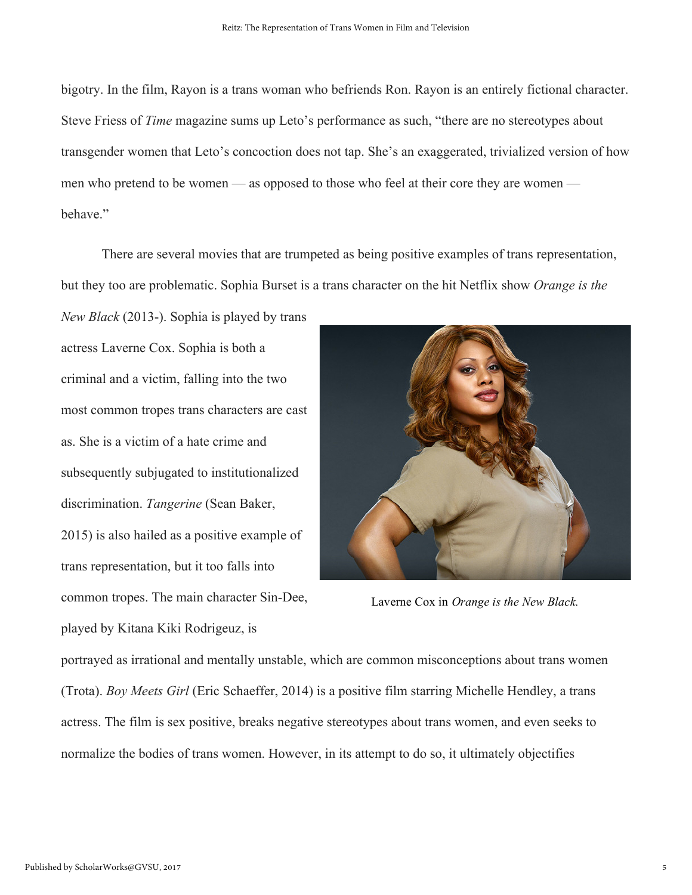bigotry. In the film, Rayon is a trans woman who befriends Ron. Rayon is an entirely fictional character. Steve Friess of *Time* magazine sums up Leto's performance as such, "there are no stereotypes about transgender women that Leto's concoction does not tap. She's an exaggerated, trivialized version of how men who pretend to be women — as opposed to those who feel at their core they are women — behave."

There are several movies that are trumpeted as being positive examples of trans representation, but they too are problematic. Sophia Burset is a trans character on the hit Netflix show *Orange is the New Black* (2013-). Sophia is played by trans actress Laverne Cox. Sophia is both a criminal and a victim, falling into the two most common tropes trans characters are cast as. She is a victim of a hate crime and subsequently subjugated to institutionalized discrimination. *Tangerine* (Sean Baker, 2015) is also hailed as a positive example of trans representation, but it too falls into common tropes. The main character Sin-Dee, played by Kitana Kiki Rodrigeuz, is portrayed as irrational and mentally unstable, which are common misconceptions about trans women (Trota). *Boy Meets Girl* (Eric Schaeffer, 2014) is a positive film starring Michelle Hendley, a trans actress. The film is sex positive, breaks negative stereotypes about trans women, and even seeks to normalize the bodies of trans women. However, in its attempt to do so, it ultimately objectifies

Laverne Cox in *Orange is the New Black.*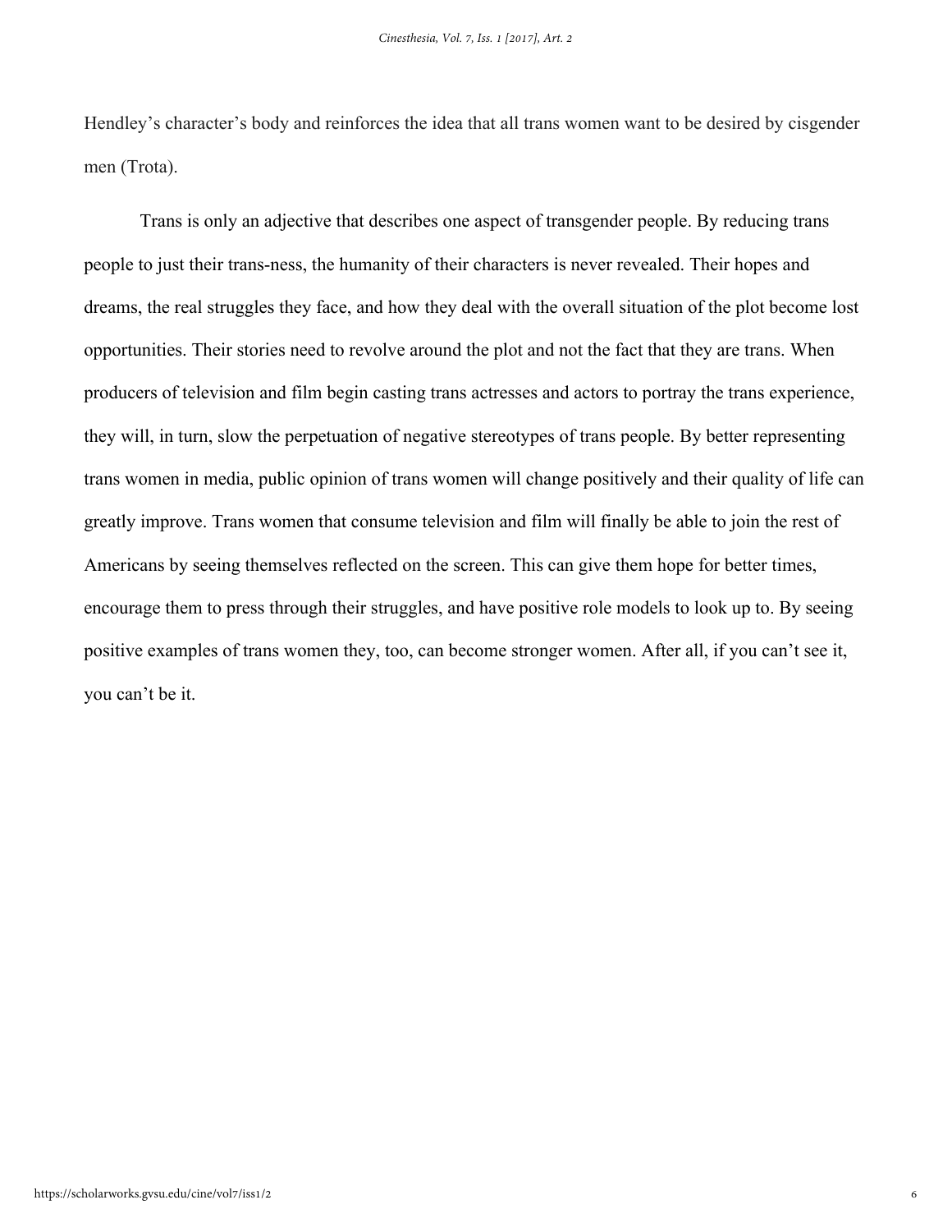Hendley's character's body and reinforces the idea that all trans women want to be desired by cisgender men (Trota).

Trans is only an adjective that describes one aspect of transgender people. By reducing trans people to just their trans-ness, the humanity of their characters is never revealed. Their hopes and dreams, the real struggles they face, and how they deal with the overall situation of the plot become lost opportunities. Their stories need to revolve around the plot and not the fact that they are trans. When producers of television and film begin casting trans actresses and actors to portray the trans experience, they will, in turn, slow the perpetuation of negative stereotypes of trans people. By better representing trans women in media, public opinion of trans women will change positively and their quality of life can greatly improve. Trans women that consume television and film will finally be able to join the rest of Americans by seeing themselves reflected on the screen. This can give them hope for better times, encourage them to press through their struggles, and have positive role models to look up to. By seeing positive examples of trans women they, too, can become stronger women. After all, if you can't see it, you can't be it.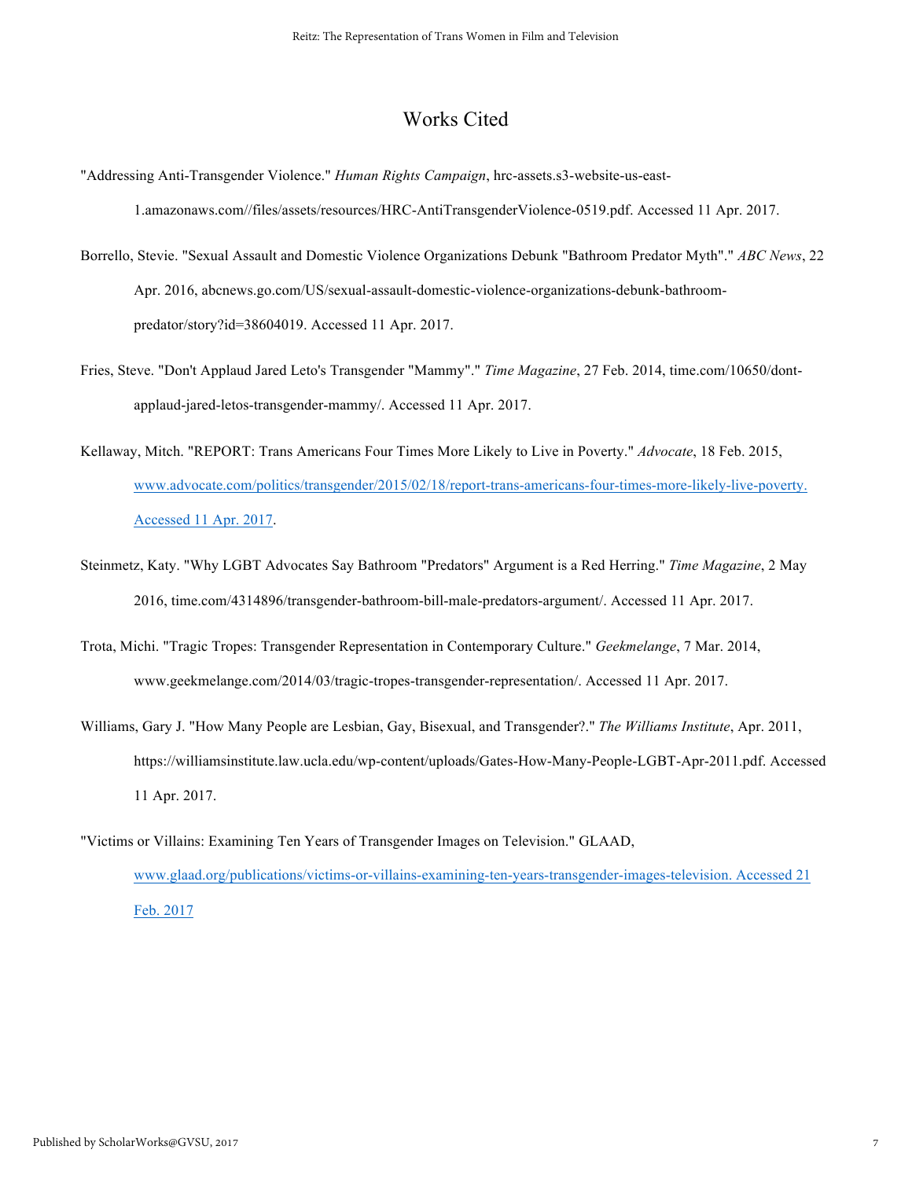# Works Cited

"Addressing Anti-Transgender Violence." *Human Rights Campaign*, hrc-assets.s3-website-us-east-1.amazonaws.com//files/assets/resources/HRC-AntiTransgenderViolence-0519.pdf. Accessed 11 Apr. 2017.

Borrello, Stevie. "Sexual Assault and Domestic Violence Organizations Debunk "Bathroom Predator Myth"." *ABC News*, 22 Apr. 2016, abcnews.go.com/US/sexual-assault-domestic-violence-organizations-debunk-bathroom-predator/story?id=38604019. Accessed 11 Apr. 2017.

Fries, Steve. "Don't Applaud Jared Leto's Transgender "Mammy"." *Time Magazine*, 27 Feb. 2014, time.com/10650/dont-applaud-jared-letos-transgender-mammy/. Accessed 11 Apr. 2017.

Kellaway, Mitch. "REPORT: Trans Americans Four Times More Likely to Live in Poverty." *Advocate*, 18 Feb. 2015, www.advocate.com/politics/transgender/2015/02/18/report-trans-americans-four-times-more-likely-live-poverty. Accessed 11 Apr. 2017.

Steinmetz, Katy. "Why LGBT Advocates Say Bathroom "Predators" Argument is a Red Herring." *Time Magazine*, 2 May 2016, time.com/4314896/transgender-bathroom-bill-male-predators-argument/. Accessed 11 Apr. 2017.

Trota, Michi. "Tragic Tropes: Transgender Representation in Contemporary Culture." *Geekmelange*, 7 Mar. 2014, www.geekmelange.com/2014/03/tragic-tropes-transgender-representation/. Accessed 11 Apr. 2017.

Williams, Gary J. "How Many People are Lesbian, Gay, Bisexual, and Transgender?." *The Williams Institute*, Apr. 2011, https://williamsinstitute.law.ucla.edu/wp-content/uploads/Gates-How-Many-People-LGBT-Apr-2011.pdf. Accessed 11 Apr. 2017.

"Victims or Villains: Examining Ten Years of Transgender Images on Television." GLAAD, www.glaad.org/publications/victims-or-villains-examining-ten-years-transgender-images-television. Accessed 21 Feb. 2017